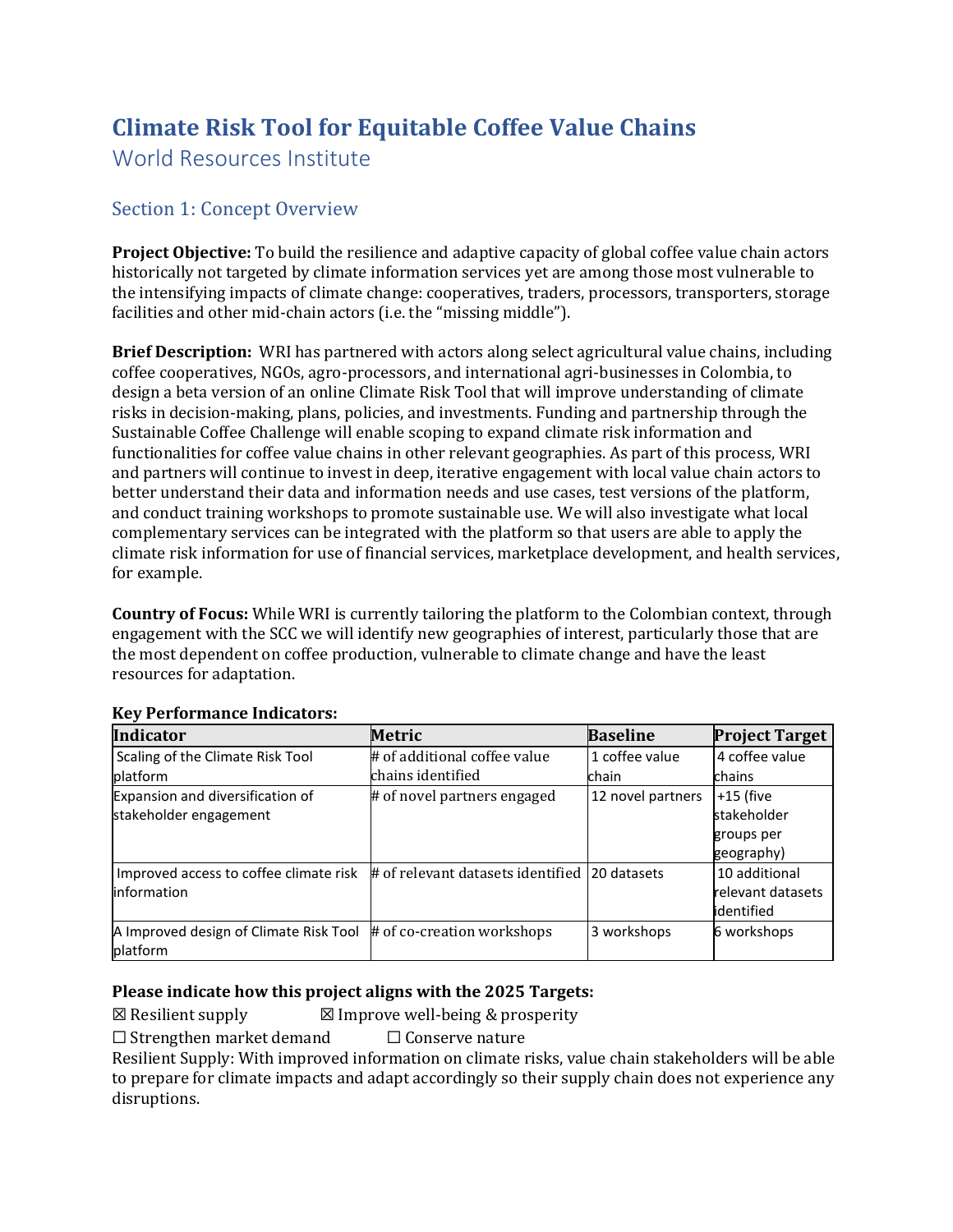# Climate Risk Tool for Equitable Coffee Value Chains

World Resources Institute

## Section 1: Concept Overview

**Project Objective:** To build the resilience and adaptive capacity of global coffee value chain actors historically not targeted by climate information services yet are among those most vulnerable to the intensifying impacts of climate change: cooperatives, traders, processors, transporters, storage facilities and other mid-chain actors (i.e. the "missing middle").

**Brief Description:** WRI has partnered with actors along select agricultural value chains, including coffee cooperatives, NGOs, agro-processors, and international agri-businesses in Colombia, to design a beta version of an online Climate Risk Tool that will improve understanding of climate risks in decision-making, plans, policies, and investments. Funding and partnership through the Sustainable Coffee Challenge will enable scoping to expand climate risk information and functionalities for coffee value chains in other relevant geographies. As part of this process, WRI and partners will continue to invest in deep, iterative engagement with local value chain actors to better understand their data and information needs and use cases, test versions of the platform, and conduct training workshops to promote sustainable use. We will also investigate what local complementary services can be integrated with the platform so that users are able to apply the climate risk information for use of financial services, marketplace development, and health services, for example.

**Country of Focus:** While WRI is currently tailoring the platform to the Colombian context, through engagement with the SCC we will identify new geographies of interest, particularly those that are the most dependent on coffee production, vulnerable to climate change and have the least resources for adaptation.

**Key Performance Indicators:**

| Indicator | Metric | Baseline | Project Target |
|---|---|---|---|
| Scaling of the Climate Risk Tool platform | # of additional coffee value chains identified | 1 coffee value chain | 4 coffee value chains |
| Expansion and diversification of stakeholder engagement | # of novel partners engaged | 12 novel partners | +15 (five stakeholder groups per geography) |
| Improved access to coffee climate risk information | # of relevant datasets identified | 20 datasets | 10 additional relevant datasets identified |
| A Improved design of Climate Risk Tool platform | # of co-creation workshops | 3 workshops | 6 workshops |

**Please indicate how this project aligns with the 2025 Targets:**

☒ Resilient supply ☒ Improve well-being & prosperity

☐ Strengthen market demand ☐ Conserve nature

Resilient Supply: With improved information on climate risks, value chain stakeholders will be able to prepare for climate impacts and adapt accordingly so their supply chain does not experience any disruptions.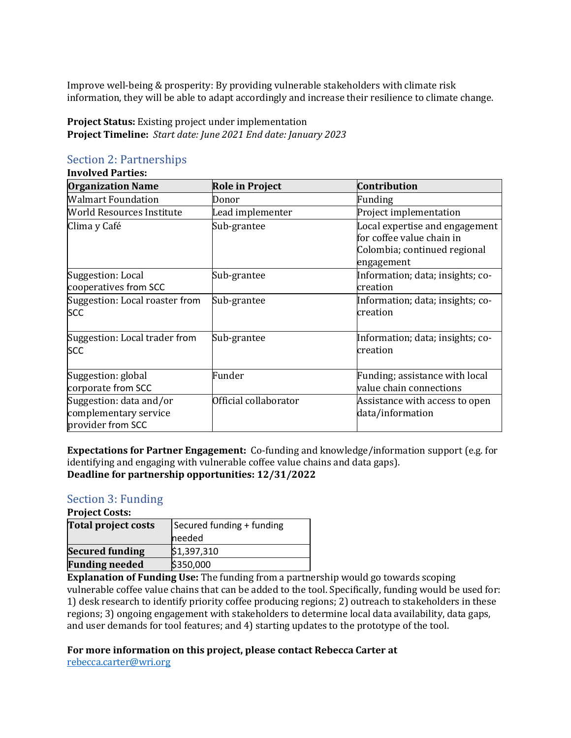Improve well-being & prosperity: By providing vulnerable stakeholders with climate risk information, they will be able to adapt accordingly and increase their resilience to climate change.

**Project Status:** Existing project under implementation
**Project Timeline:** *Start date: June 2021 End date: January 2023*

## Section 2: Partnerships

**Involved Parties:**

| Organization Name | Role in Project | Contribution |
|---|---|---|
| Walmart Foundation | Donor | Funding |
| World Resources Institute | Lead implementer | Project implementation |
| Clima y Café | Sub-grantee | Local expertise and engagement for coffee value chain in Colombia; continued regional engagement |
| Suggestion: Local cooperatives from SCC | Sub-grantee | Information; data; insights; co-creation |
| Suggestion: Local roaster from SCC | Sub-grantee | Information; data; insights; co-creation |
| Suggestion: Local trader from SCC | Sub-grantee | Information; data; insights; co-creation |
| Suggestion: global corporate from SCC | Funder | Funding; assistance with local value chain connections |
| Suggestion: data and/or complementary service provider from SCC | Official collaborator | Assistance with access to open data/information |

**Expectations for Partner Engagement:** Co-funding and knowledge/information support (e.g. for identifying and engaging with vulnerable coffee value chains and data gaps).
**Deadline for partnership opportunities: 12/31/2022**

## Section 3: Funding

**Project Costs:**

| | |
|---|---|
| **Total project costs** | Secured funding + funding needed |
| **Secured funding** | $1,397,310 |
| **Funding needed** | $350,000 |

**Explanation of Funding Use:** The funding from a partnership would go towards scoping vulnerable coffee value chains that can be added to the tool. Specifically, funding would be used for: 1) desk research to identify priority coffee producing regions; 2) outreach to stakeholders in these regions; 3) ongoing engagement with stakeholders to determine local data availability, data gaps, and user demands for tool features; and 4) starting updates to the prototype of the tool.

**For more information on this project, please contact Rebecca Carter at** [rebecca.carter@wri.org](mailto:rebecca.carter@wri.org)